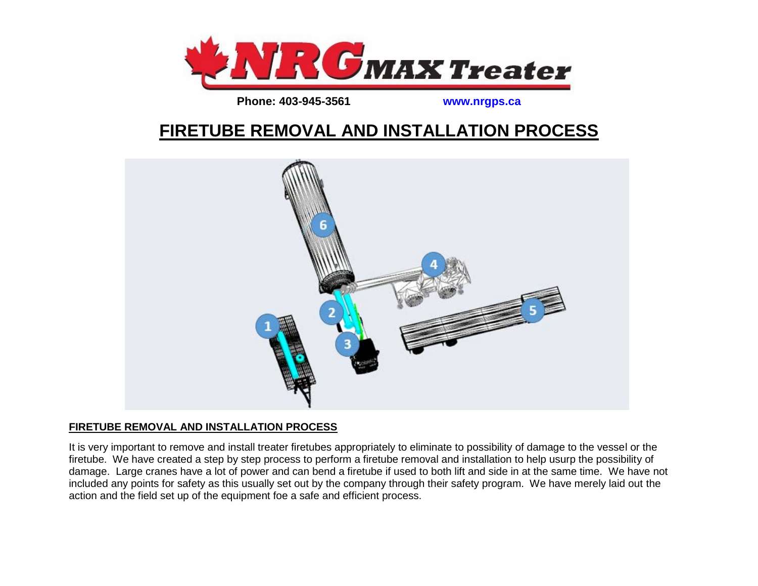**NRG MAX Treater**

**Phone: 403-945-3561** **www.nrgps.ca**

# FIRETUBE REMOVAL AND INSTALLATION PROCESS

## FIRETUBE REMOVAL AND INSTALLATION PROCESS

It is very important to remove and install treater firetubes appropriately to eliminate to possibility of damage to the vessel or the firetube. We have created a step by step process to perform a firetube removal and installation to help usurp the possibility of damage. Large cranes have a lot of power and can bend a firetube if used to both lift and side in at the same time. We have not included any points for safety as this usually set out by the company through their safety program. We have merely laid out the action and the field set up of the equipment foe a safe and efficient process.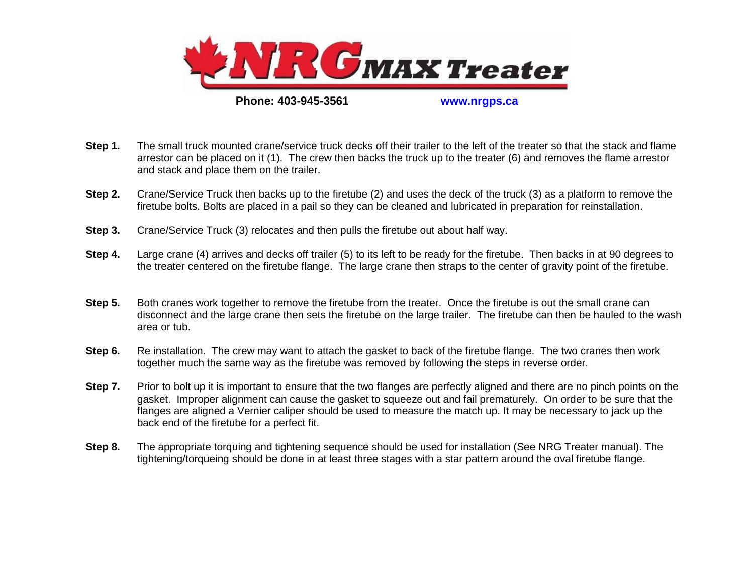# NRG MAX Treater

**Phone: 403-945-3561** **www.nrgps.ca**

**Step 1.** The small truck mounted crane/service truck decks off their trailer to the left of the treater so that the stack and flame arrestor can be placed on it (1). The crew then backs the truck up to the treater (6) and removes the flame arrestor and stack and place them on the trailer.

**Step 2.** Crane/Service Truck then backs up to the firetube (2) and uses the deck of the truck (3) as a platform to remove the firetube bolts. Bolts are placed in a pail so they can be cleaned and lubricated in preparation for reinstallation.

**Step 3.** Crane/Service Truck (3) relocates and then pulls the firetube out about half way.

**Step 4.** Large crane (4) arrives and decks off trailer (5) to its left to be ready for the firetube. Then backs in at 90 degrees to the treater centered on the firetube flange. The large crane then straps to the center of gravity point of the firetube.

**Step 5.** Both cranes work together to remove the firetube from the treater. Once the firetube is out the small crane can disconnect and the large crane then sets the firetube on the large trailer. The firetube can then be hauled to the wash area or tub.

**Step 6.** Re installation. The crew may want to attach the gasket to back of the firetube flange. The two cranes then work together much the same way as the firetube was removed by following the steps in reverse order.

**Step 7.** Prior to bolt up it is important to ensure that the two flanges are perfectly aligned and there are no pinch points on the gasket. Improper alignment can cause the gasket to squeeze out and fail prematurely. On order to be sure that the flanges are aligned a Vernier caliper should be used to measure the match up. It may be necessary to jack up the back end of the firetube for a perfect fit.

**Step 8.** The appropriate torquing and tightening sequence should be used for installation (See NRG Treater manual). The tightening/torqueing should be done in at least three stages with a star pattern around the oval firetube flange.